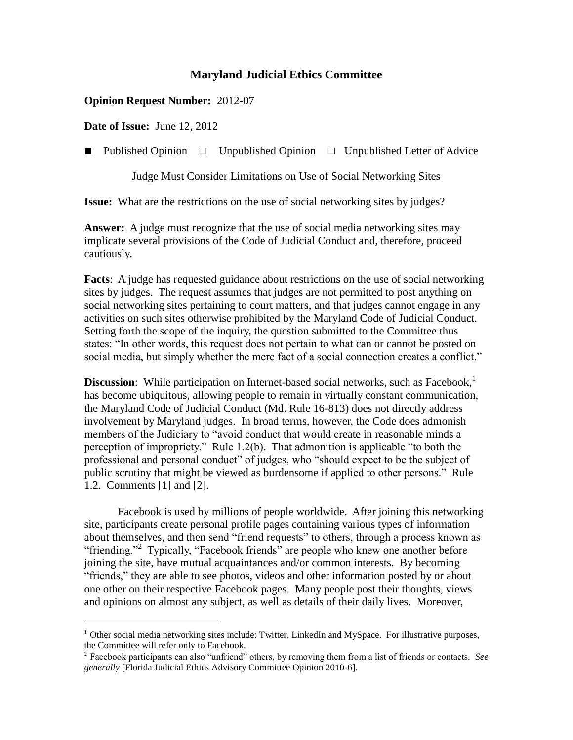# Maryland Judicial Ethics Committee

**Opinion Request Number:** 2012-07

**Date of Issue:** June 12, 2012

■ Published Opinion ☐ Unpublished Opinion ☐ Unpublished Letter of Advice

Judge Must Consider Limitations on Use of Social Networking Sites

**Issue:** What are the restrictions on the use of social networking sites by judges?

**Answer:** A judge must recognize that the use of social media networking sites may implicate several provisions of the Code of Judicial Conduct and, therefore, proceed cautiously.

**Facts**: A judge has requested guidance about restrictions on the use of social networking sites by judges. The request assumes that judges are not permitted to post anything on social networking sites pertaining to court matters, and that judges cannot engage in any activities on such sites otherwise prohibited by the Maryland Code of Judicial Conduct. Setting forth the scope of the inquiry, the question submitted to the Committee thus states: "In other words, this request does not pertain to what can or cannot be posted on social media, but simply whether the mere fact of a social connection creates a conflict."

**Discussion**: While participation on Internet-based social networks, such as Facebook,[1] has become ubiquitous, allowing people to remain in virtually constant communication, the Maryland Code of Judicial Conduct (Md. Rule 16-813) does not directly address involvement by Maryland judges. In broad terms, however, the Code does admonish members of the Judiciary to "avoid conduct that would create in reasonable minds a perception of impropriety." Rule 1.2(b). That admonition is applicable "to both the professional and personal conduct" of judges, who "should expect to be the subject of public scrutiny that might be viewed as burdensome if applied to other persons." Rule 1.2. Comments [1] and [2].

Facebook is used by millions of people worldwide. After joining this networking site, participants create personal profile pages containing various types of information about themselves, and then send "friend requests" to others, through a process known as "friending."[2] Typically, "Facebook friends" are people who knew one another before joining the site, have mutual acquaintances and/or common interests. By becoming "friends," they are able to see photos, videos and other information posted by or about one other on their respective Facebook pages. Many people post their thoughts, views and opinions on almost any subject, as well as details of their daily lives. Moreover,

---

[1] Other social media networking sites include: Twitter, LinkedIn and MySpace. For illustrative purposes, the Committee will refer only to Facebook.

[2] Facebook participants can also "unfriend" others, by removing them from a list of friends or contacts. *See generally* [Florida Judicial Ethics Advisory Committee Opinion 2010-6].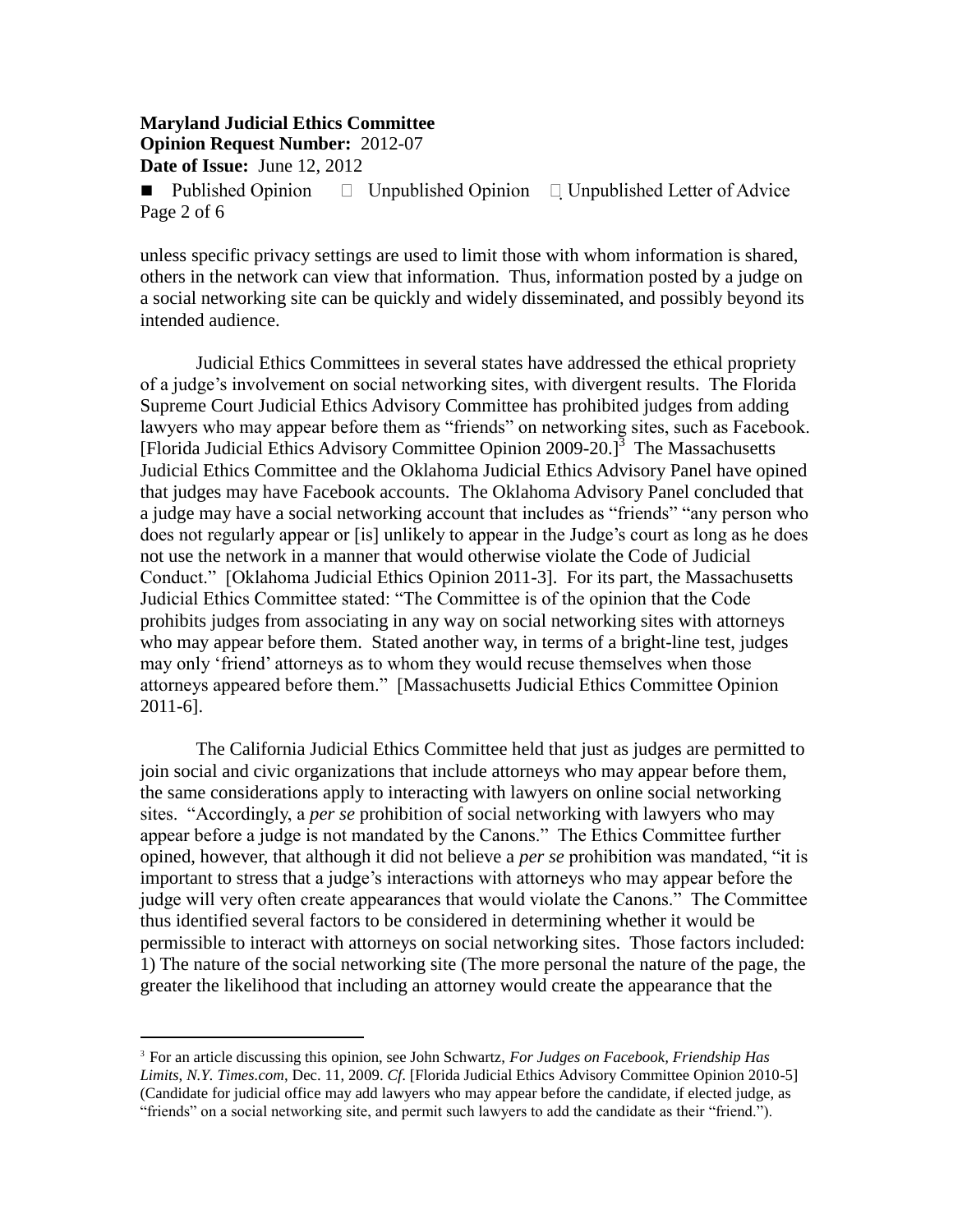unless specific privacy settings are used to limit those with whom information is shared, others in the network can view that information. Thus, information posted by a judge on a social networking site can be quickly and widely disseminated, and possibly beyond its intended audience.

Judicial Ethics Committees in several states have addressed the ethical propriety of a judge's involvement on social networking sites, with divergent results. The Florida Supreme Court Judicial Ethics Advisory Committee has prohibited judges from adding lawyers who may appear before them as "friends" on networking sites, such as Facebook. [Florida Judicial Ethics Advisory Committee Opinion 2009-20.][3] The Massachusetts Judicial Ethics Committee and the Oklahoma Judicial Ethics Advisory Panel have opined that judges may have Facebook accounts. The Oklahoma Advisory Panel concluded that a judge may have a social networking account that includes as "friends" "any person who does not regularly appear or [is] unlikely to appear in the Judge's court as long as he does not use the network in a manner that would otherwise violate the Code of Judicial Conduct." [Oklahoma Judicial Ethics Opinion 2011-3]. For its part, the Massachusetts Judicial Ethics Committee stated: "The Committee is of the opinion that the Code prohibits judges from associating in any way on social networking sites with attorneys who may appear before them. Stated another way, in terms of a bright-line test, judges may only 'friend' attorneys as to whom they would recuse themselves when those attorneys appeared before them." [Massachusetts Judicial Ethics Committee Opinion 2011-6].

The California Judicial Ethics Committee held that just as judges are permitted to join social and civic organizations that include attorneys who may appear before them, the same considerations apply to interacting with lawyers on online social networking sites. "Accordingly, a *per se* prohibition of social networking with lawyers who may appear before a judge is not mandated by the Canons." The Ethics Committee further opined, however, that although it did not believe a *per se* prohibition was mandated, "it is important to stress that a judge's interactions with attorneys who may appear before the judge will very often create appearances that would violate the Canons." The Committee thus identified several factors to be considered in determining whether it would be permissible to interact with attorneys on social networking sites. Those factors included: 1) The nature of the social networking site (The more personal the nature of the page, the greater the likelihood that including an attorney would create the appearance that the

---

[3] For an article discussing this opinion, see John Schwartz, *For Judges on Facebook, Friendship Has Limits, N.Y. Times.com*, Dec. 11, 2009. *Cf.* [Florida Judicial Ethics Advisory Committee Opinion 2010-5] (Candidate for judicial office may add lawyers who may appear before the candidate, if elected judge, as "friends" on a social networking site, and permit such lawyers to add the candidate as their "friend.").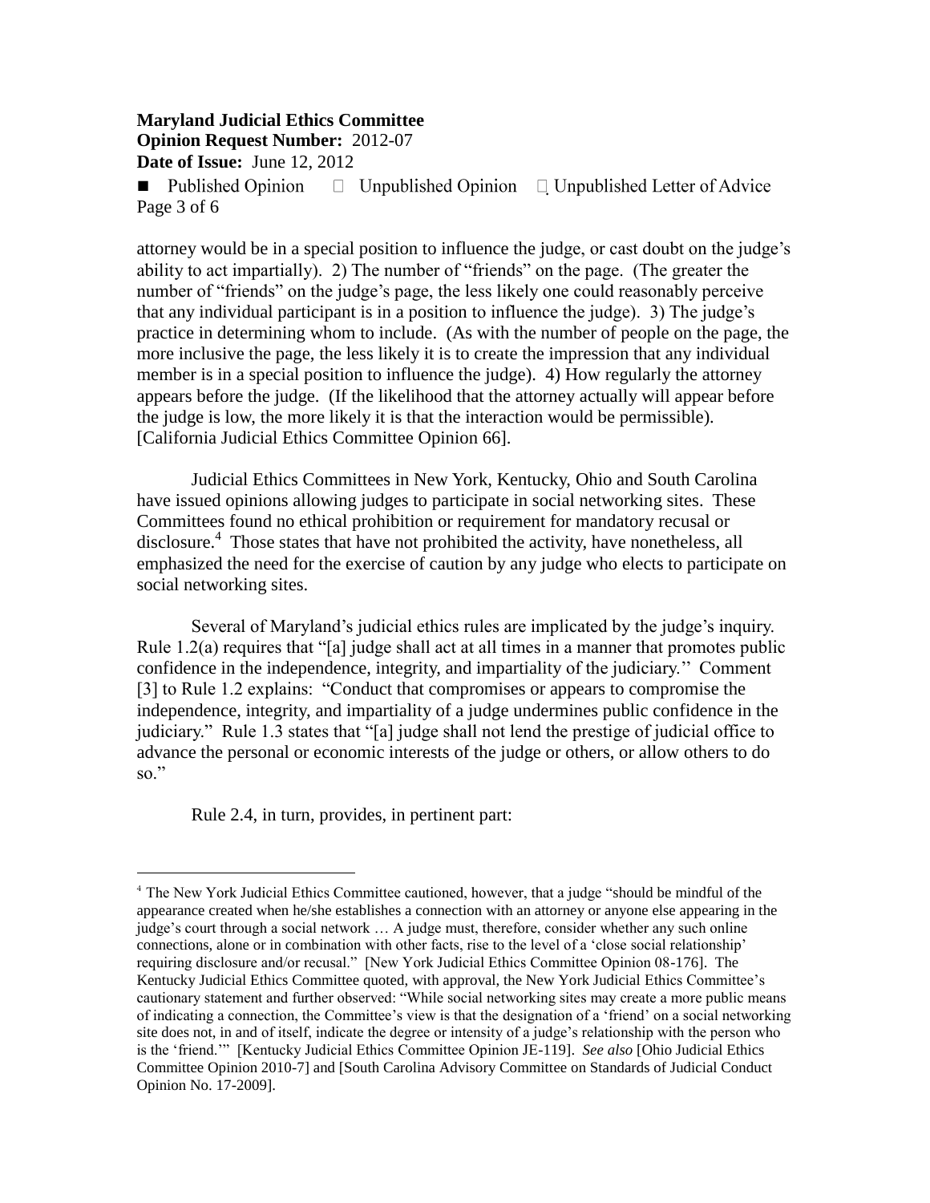attorney would be in a special position to influence the judge, or cast doubt on the judge's ability to act impartially). 2) The number of "friends" on the page. (The greater the number of "friends" on the judge's page, the less likely one could reasonably perceive that any individual participant is in a position to influence the judge). 3) The judge's practice in determining whom to include. (As with the number of people on the page, the more inclusive the page, the less likely it is to create the impression that any individual member is in a special position to influence the judge). 4) How regularly the attorney appears before the judge. (If the likelihood that the attorney actually will appear before the judge is low, the more likely it is that the interaction would be permissible). [California Judicial Ethics Committee Opinion 66].

Judicial Ethics Committees in New York, Kentucky, Ohio and South Carolina have issued opinions allowing judges to participate in social networking sites. These Committees found no ethical prohibition or requirement for mandatory recusal or disclosure.[4] Those states that have not prohibited the activity, have nonetheless, all emphasized the need for the exercise of caution by any judge who elects to participate on social networking sites.

Several of Maryland's judicial ethics rules are implicated by the judge's inquiry. Rule 1.2(a) requires that "[a] judge shall act at all times in a manner that promotes public confidence in the independence, integrity, and impartiality of the judiciary." Comment [3] to Rule 1.2 explains: "Conduct that compromises or appears to compromise the independence, integrity, and impartiality of a judge undermines public confidence in the judiciary." Rule 1.3 states that "[a] judge shall not lend the prestige of judicial office to advance the personal or economic interests of the judge or others, or allow others to do so."

Rule 2.4, in turn, provides, in pertinent part:

---

[4] The New York Judicial Ethics Committee cautioned, however, that a judge "should be mindful of the appearance created when he/she establishes a connection with an attorney or anyone else appearing in the judge's court through a social network … A judge must, therefore, consider whether any such online connections, alone or in combination with other facts, rise to the level of a 'close social relationship' requiring disclosure and/or recusal." [New York Judicial Ethics Committee Opinion 08-176]. The Kentucky Judicial Ethics Committee quoted, with approval, the New York Judicial Ethics Committee's cautionary statement and further observed: "While social networking sites may create a more public means of indicating a connection, the Committee's view is that the designation of a 'friend' on a social networking site does not, in and of itself, indicate the degree or intensity of a judge's relationship with the person who is the 'friend.'" [Kentucky Judicial Ethics Committee Opinion JE-119]. *See also* [Ohio Judicial Ethics Committee Opinion 2010-7] and [South Carolina Advisory Committee on Standards of Judicial Conduct Opinion No. 17-2009].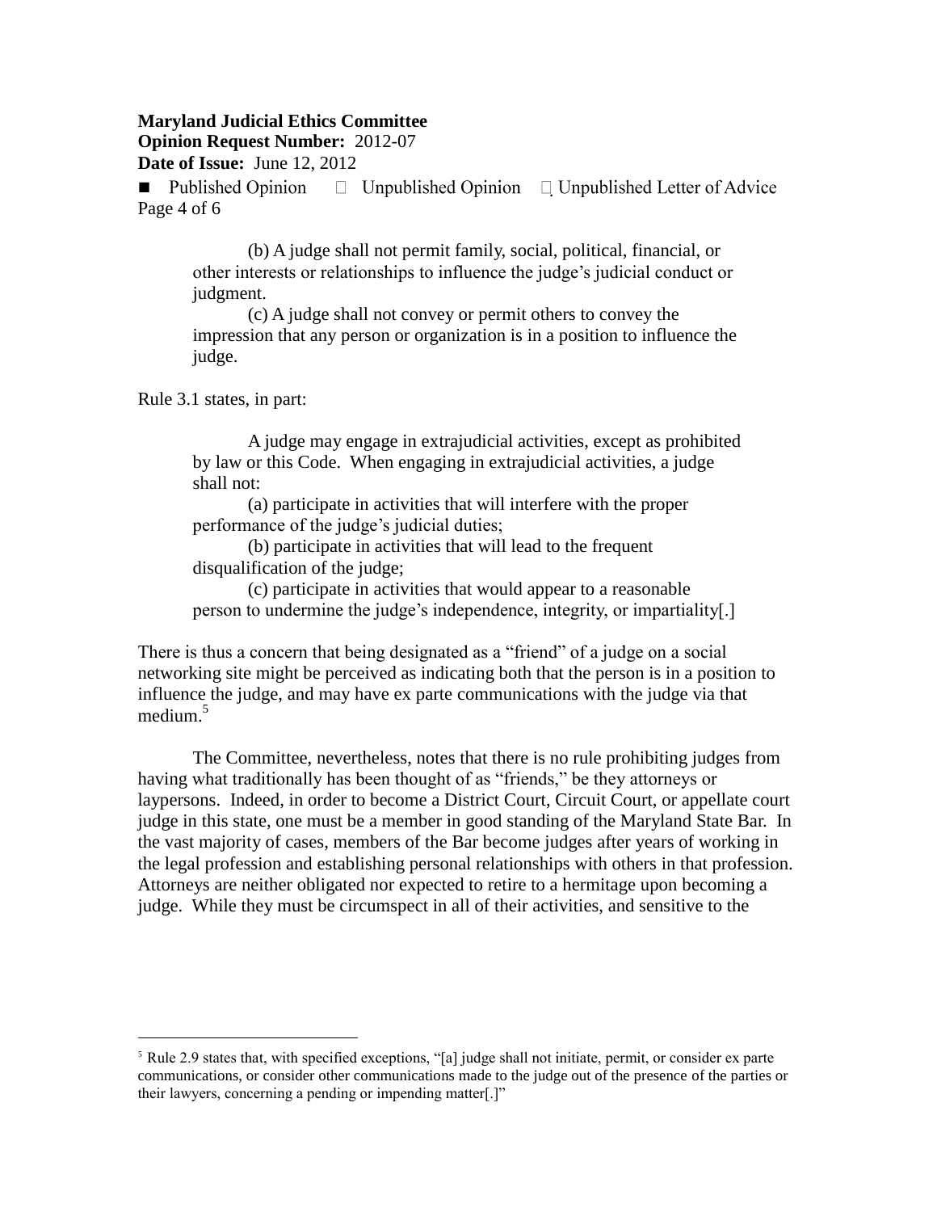(b) A judge shall not permit family, social, political, financial, or other interests or relationships to influence the judge's judicial conduct or judgment.

(c) A judge shall not convey or permit others to convey the impression that any person or organization is in a position to influence the judge.

Rule 3.1 states, in part:

> A judge may engage in extrajudicial activities, except as prohibited by law or this Code. When engaging in extrajudicial activities, a judge shall not:
>
> (a) participate in activities that will interfere with the proper performance of the judge's judicial duties;
>
> (b) participate in activities that will lead to the frequent disqualification of the judge;
>
> (c) participate in activities that would appear to a reasonable person to undermine the judge's independence, integrity, or impartiality[.]

There is thus a concern that being designated as a "friend" of a judge on a social networking site might be perceived as indicating both that the person is in a position to influence the judge, and may have ex parte communications with the judge via that medium.[5]

The Committee, nevertheless, notes that there is no rule prohibiting judges from having what traditionally has been thought of as "friends," be they attorneys or laypersons. Indeed, in order to become a District Court, Circuit Court, or appellate court judge in this state, one must be a member in good standing of the Maryland State Bar. In the vast majority of cases, members of the Bar become judges after years of working in the legal profession and establishing personal relationships with others in that profession. Attorneys are neither obligated nor expected to retire to a hermitage upon becoming a judge. While they must be circumspect in all of their activities, and sensitive to the

---

[5] Rule 2.9 states that, with specified exceptions, "[a] judge shall not initiate, permit, or consider ex parte communications, or consider other communications made to the judge out of the presence of the parties or their lawyers, concerning a pending or impending matter[.]"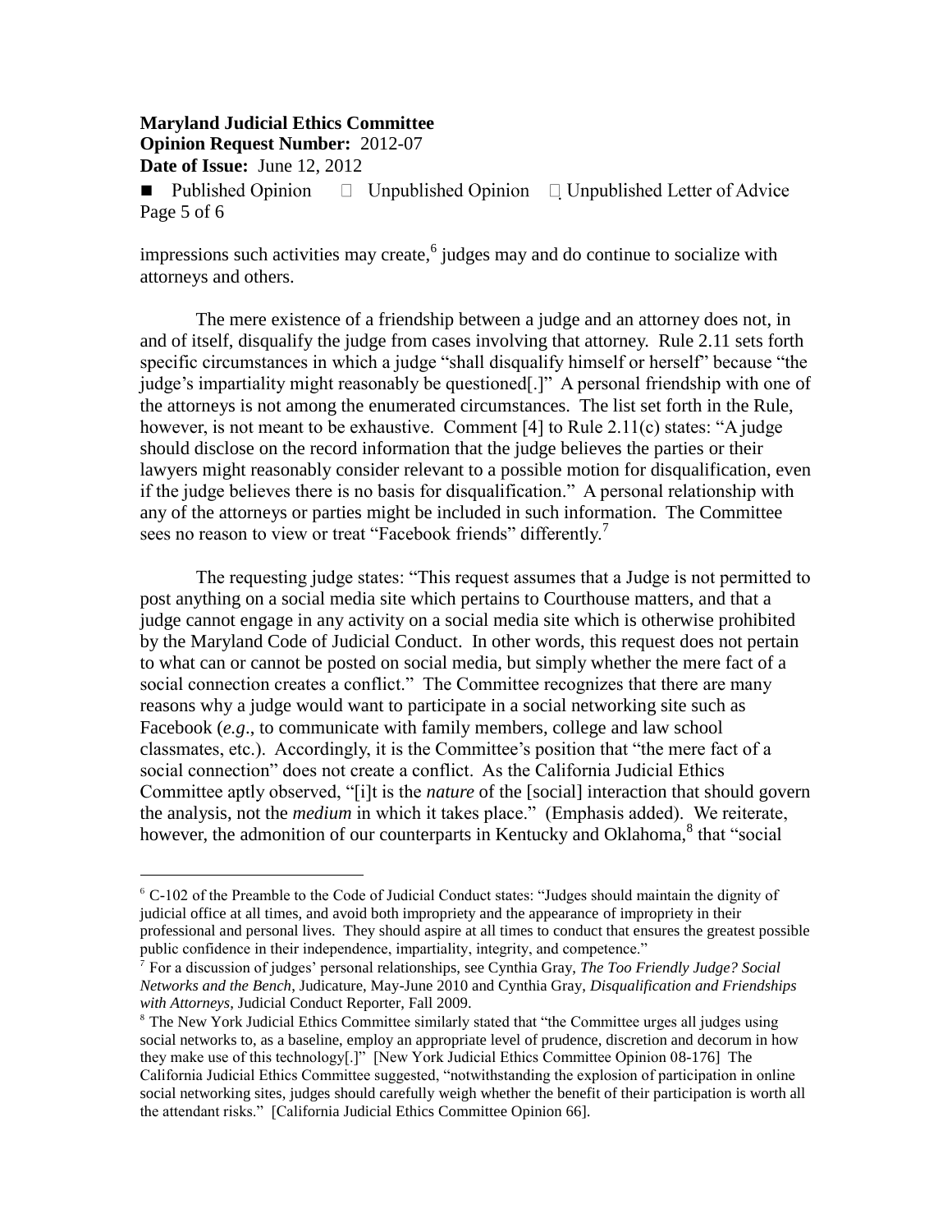impressions such activities may create,[6] judges may and do continue to socialize with attorneys and others.

The mere existence of a friendship between a judge and an attorney does not, in and of itself, disqualify the judge from cases involving that attorney. Rule 2.11 sets forth specific circumstances in which a judge "shall disqualify himself or herself" because "the judge's impartiality might reasonably be questioned[.]" A personal friendship with one of the attorneys is not among the enumerated circumstances. The list set forth in the Rule, however, is not meant to be exhaustive. Comment [4] to Rule 2.11(c) states: "A judge should disclose on the record information that the judge believes the parties or their lawyers might reasonably consider relevant to a possible motion for disqualification, even if the judge believes there is no basis for disqualification." A personal relationship with any of the attorneys or parties might be included in such information. The Committee sees no reason to view or treat "Facebook friends" differently.[7]

The requesting judge states: "This request assumes that a Judge is not permitted to post anything on a social media site which pertains to Courthouse matters, and that a judge cannot engage in any activity on a social media site which is otherwise prohibited by the Maryland Code of Judicial Conduct. In other words, this request does not pertain to what can or cannot be posted on social media, but simply whether the mere fact of a social connection creates a conflict." The Committee recognizes that there are many reasons why a judge would want to participate in a social networking site such as Facebook (*e.g*., to communicate with family members, college and law school classmates, etc.). Accordingly, it is the Committee's position that "the mere fact of a social connection" does not create a conflict. As the California Judicial Ethics Committee aptly observed, "[i]t is the *nature* of the [social] interaction that should govern the analysis, not the *medium* in which it takes place." (Emphasis added). We reiterate, however, the admonition of our counterparts in Kentucky and Oklahoma,[8] that "social

---

[6] C-102 of the Preamble to the Code of Judicial Conduct states: "Judges should maintain the dignity of judicial office at all times, and avoid both impropriety and the appearance of impropriety in their professional and personal lives. They should aspire at all times to conduct that ensures the greatest possible public confidence in their independence, impartiality, integrity, and competence."

[7] For a discussion of judges' personal relationships, see Cynthia Gray, *The Too Friendly Judge? Social Networks and the Bench*, Judicature, May-June 2010 and Cynthia Gray, *Disqualification and Friendships with Attorneys*, Judicial Conduct Reporter, Fall 2009.

[8] The New York Judicial Ethics Committee similarly stated that "the Committee urges all judges using social networks to, as a baseline, employ an appropriate level of prudence, discretion and decorum in how they make use of this technology[.]" [New York Judicial Ethics Committee Opinion 08-176] The California Judicial Ethics Committee suggested, "notwithstanding the explosion of participation in online social networking sites, judges should carefully weigh whether the benefit of their participation is worth all the attendant risks." [California Judicial Ethics Committee Opinion 66].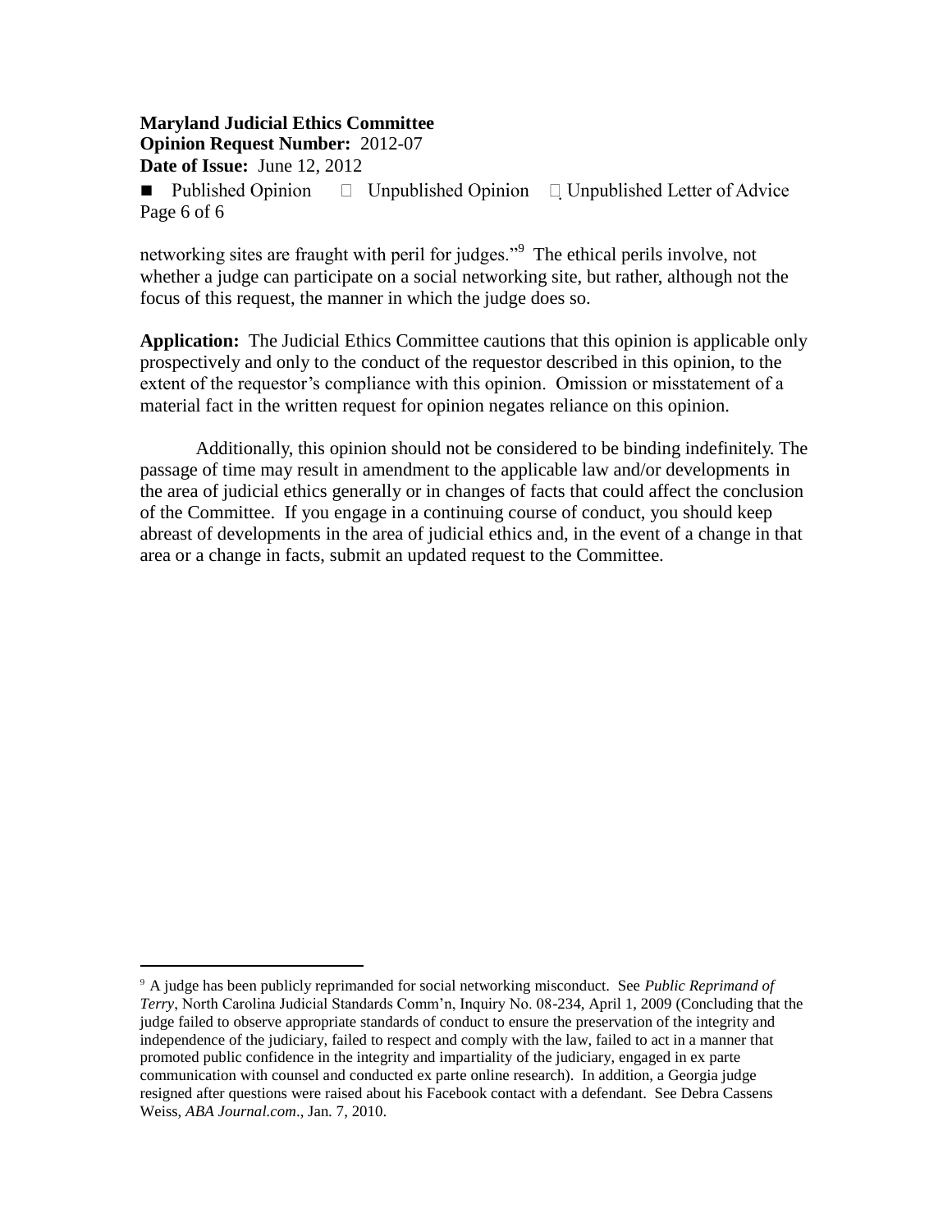networking sites are fraught with peril for judges."[9] The ethical perils involve, not whether a judge can participate on a social networking site, but rather, although not the focus of this request, the manner in which the judge does so.

**Application:** The Judicial Ethics Committee cautions that this opinion is applicable only prospectively and only to the conduct of the requestor described in this opinion, to the extent of the requestor's compliance with this opinion. Omission or misstatement of a material fact in the written request for opinion negates reliance on this opinion.

Additionally, this opinion should not be considered to be binding indefinitely. The passage of time may result in amendment to the applicable law and/or developments in the area of judicial ethics generally or in changes of facts that could affect the conclusion of the Committee. If you engage in a continuing course of conduct, you should keep abreast of developments in the area of judicial ethics and, in the event of a change in that area or a change in facts, submit an updated request to the Committee.

---

[9] A judge has been publicly reprimanded for social networking misconduct. See *Public Reprimand of Terry*, North Carolina Judicial Standards Comm'n, Inquiry No. 08-234, April 1, 2009 (Concluding that the judge failed to observe appropriate standards of conduct to ensure the preservation of the integrity and independence of the judiciary, failed to respect and comply with the law, failed to act in a manner that promoted public confidence in the integrity and impartiality of the judiciary, engaged in ex parte communication with counsel and conducted ex parte online research). In addition, a Georgia judge resigned after questions were raised about his Facebook contact with a defendant. See Debra Cassens Weiss, *ABA Journal.com*., Jan. 7, 2010.